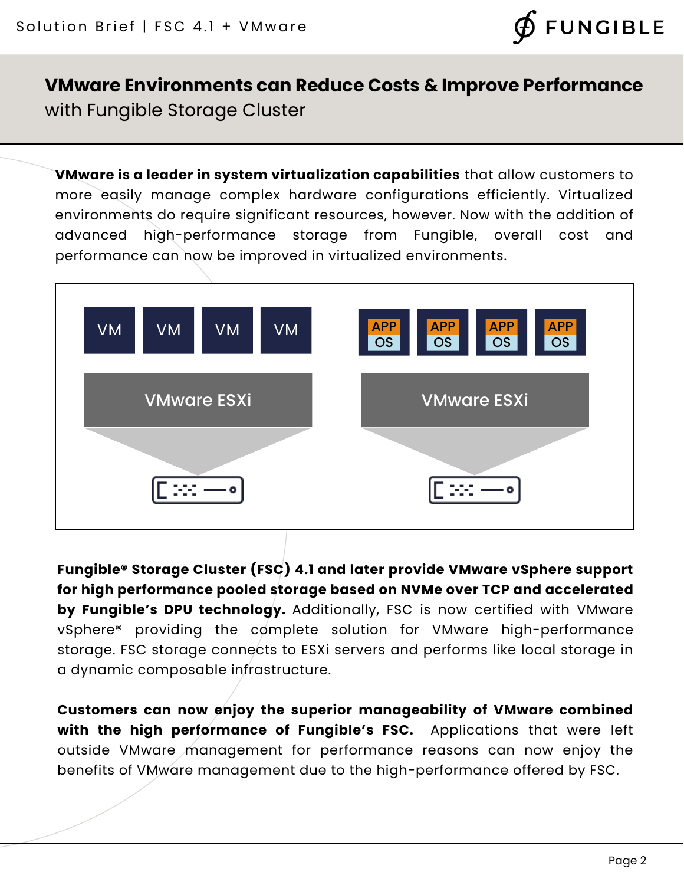## **VMware Environments can Reduce Costs & Improve Performance**
with Fungible Storage Cluster

**VMware is a leader in system virtualization capabilities** that allow customers to more easily manage complex hardware configurations efficiently. Virtualized environments do require significant resources, however. Now with the addition of advanced high-performance storage from Fungible, overall cost and performance can now be improved in virtualized environments.

**Fungible® Storage Cluster (FSC) 4.1 and later provide VMware vSphere support for high performance pooled storage based on NVMe over TCP and accelerated by Fungible's DPU technology.** Additionally, FSC is now certified with VMware vSphere® providing the complete solution for VMware high-performance storage. FSC storage connects to ESXi servers and performs like local storage in a dynamic composable infrastructure.

**Customers can now enjoy the superior manageability of VMware combined with the high performance of Fungible's FSC.** Applications that were left outside VMware management for performance reasons can now enjoy the benefits of VMware management due to the high-performance offered by FSC.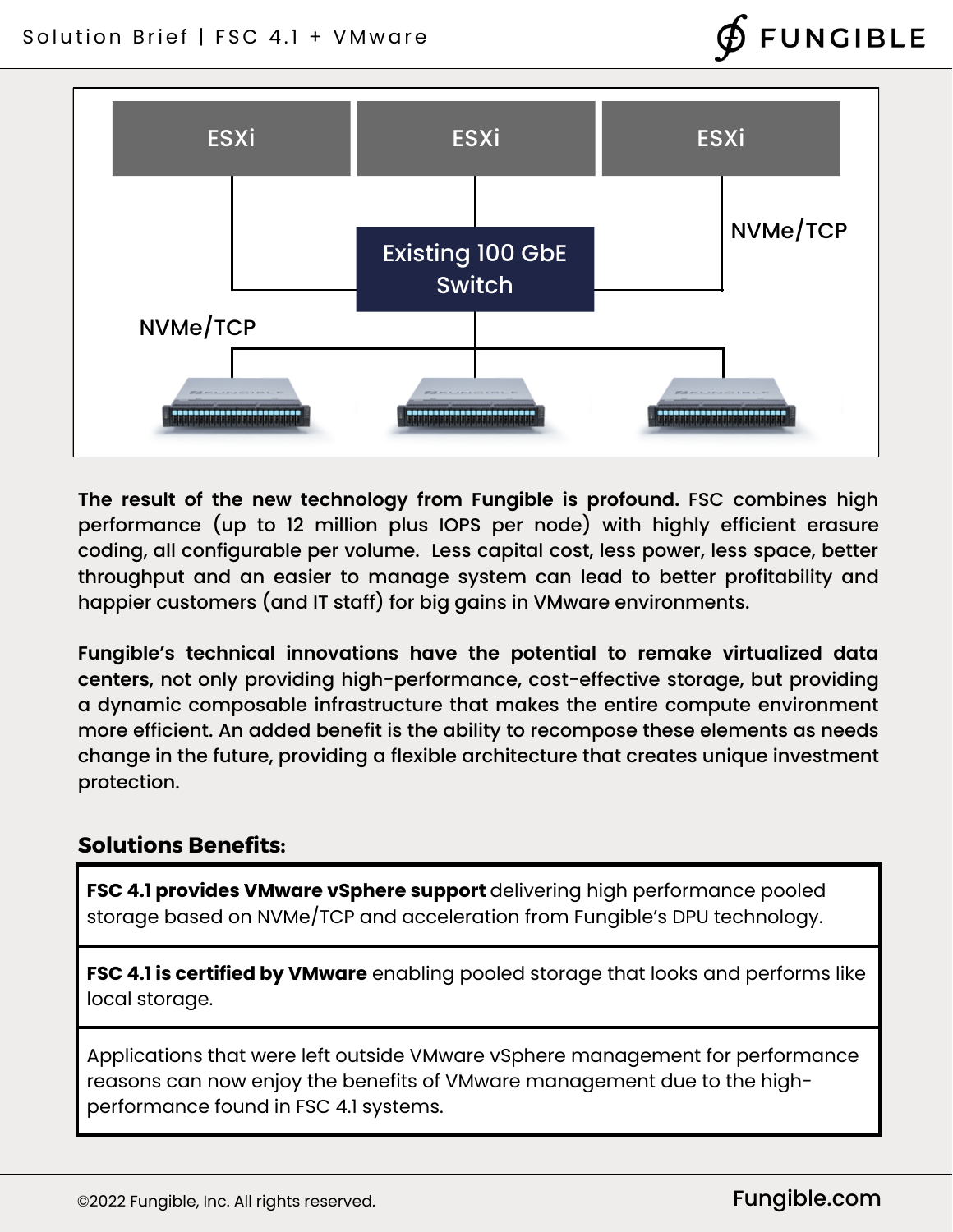ESXi

ESXi

ESXi

NVMe/TCP

Existing 100 GbE Switch

NVMe/TCP

**The result of the new technology from Fungible is profound.** FSC combines high performance (up to 12 million plus IOPS per node) with highly efficient erasure coding, all configurable per volume. Less capital cost, less power, less space, better throughput and an easier to manage system can lead to better profitability and happier customers (and IT staff) for big gains in VMware environments.

**Fungible's technical innovations have the potential to remake virtualized data centers**, not only providing high-performance, cost-effective storage, but providing a dynamic composable infrastructure that makes the entire compute environment more efficient. An added benefit is the ability to recompose these elements as needs change in the future, providing a flexible architecture that creates unique investment protection.

## Solutions Benefits:

| |
|---|
| **FSC 4.1 provides VMware vSphere support** delivering high performance pooled storage based on NVMe/TCP and acceleration from Fungible's DPU technology. |
| **FSC 4.1 is certified by VMware** enabling pooled storage that looks and performs like local storage. |
| Applications that were left outside VMware vSphere management for performance reasons can now enjoy the benefits of VMware management due to the high-performance found in FSC 4.1 systems. |